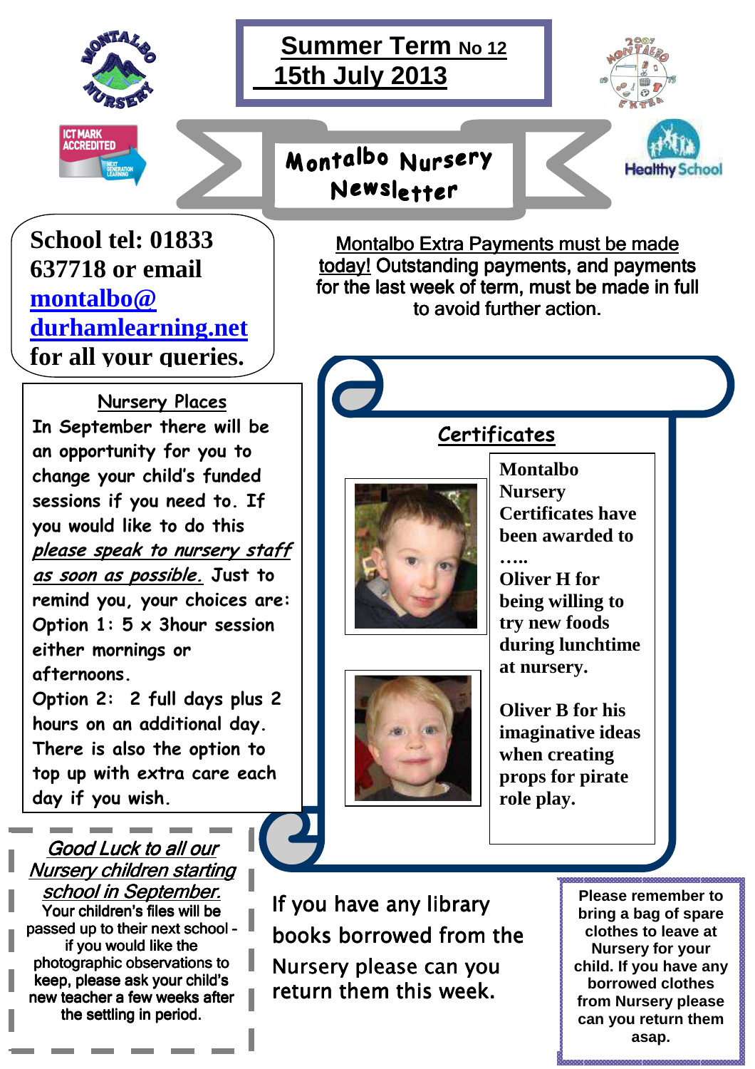# Summer Term No 12
## 15th July 2013

# Montalbo Nursery Newsletter

**School tel: 01833 637718 or email [montalbo@durhamlearning.net](mailto:montalbo@durhamlearning.net) for all your queries.**

Montalbo Extra Payments must be made today! Outstanding payments, and payments for the last week of term, must be made in full to avoid further action.

## Nursery Places

In September there will be an opportunity for you to change your child's funded sessions if you need to. If you would like to do this *please speak to nursery staff as soon as possible.* Just to remind you, your choices are:

Option 1: 5 x 3hour session either mornings or afternoons.

Option 2: 2 full days plus 2 hours on an additional day.

There is also the option to top up with extra care each day if you wish.

## Certificates

**Montalbo Nursery Certificates have been awarded to …..**

**Oliver H for being willing to try new foods during lunchtime at nursery.**

**Oliver B for his imaginative ideas when creating props for pirate role play.**

## *Good Luck to all our Nursery children starting school in September.*

Your children's files will be passed up to their next school - if you would like the photographic observations to keep, please ask your child's new teacher a few weeks after the settling in period.

If you have any library books borrowed from the Nursery please can you return them this week.

**Please remember to bring a bag of spare clothes to leave at Nursery for your child. If you have any borrowed clothes from Nursery please can you return them asap.**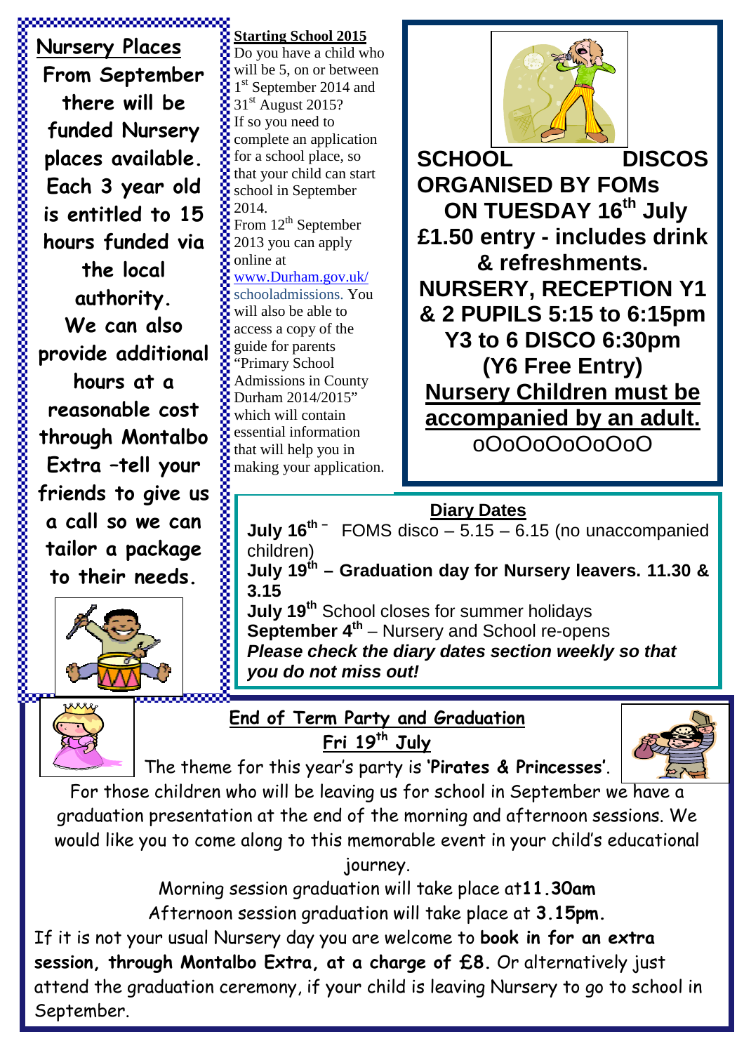## Nursery Places

**From September there will be funded Nursery places available. Each 3 year old is entitled to 15 hours funded via the local authority. We can also provide additional hours at a reasonable cost through Montalbo Extra –tell your friends to give us a call so we can tailor a package to their needs.**

## Starting School 2015

Do you have a child who will be 5, on or between 1st September 2014 and 31st August 2015? If so you need to complete an application for a school place, so that your child can start school in September 2014.

From 12th September 2013 you can apply online at www.Durham.gov.uk/schooladmissions. You will also be able to access a copy of the guide for parents "Primary School Admissions in County Durham 2014/2015" which will contain essential information that will help you in making your application.

**SCHOOL DISCOS ORGANISED BY FOMs**

**ON TUESDAY 16th July**

**£1.50 entry - includes drink & refreshments.**

**NURSERY, RECEPTION Y1 & 2 PUPILS 5:15 to 6:15pm**

**Y3 to 6 DISCO 6:30pm**

**(Y6 Free Entry)**

**Nursery Children must be accompanied by an adult.**

oOoOoOoOoOoO

## Diary Dates

**July 16th** – FOMS disco – 5.15 – 6.15 (no unaccompanied children)

**July 19th – Graduation day for Nursery leavers. 11.30 & 3.15**

**July 19th** School closes for summer holidays

**September 4th** – Nursery and School re-opens

***Please check the diary dates section weekly so that you do not miss out!***

## End of Term Party and Graduation Fri 19th July

The theme for this year's party is **'Pirates & Princesses'**.

For those children who will be leaving us for school in September we have a graduation presentation at the end of the morning and afternoon sessions. We would like you to come along to this memorable event in your child's educational journey.

Morning session graduation will take place at **11.30am**

Afternoon session graduation will take place at **3.15pm.**

If it is not your usual Nursery day you are welcome to **book in for an extra session, through Montalbo Extra, at a charge of £8.** Or alternatively just attend the graduation ceremony, if your child is leaving Nursery to go to school in September.